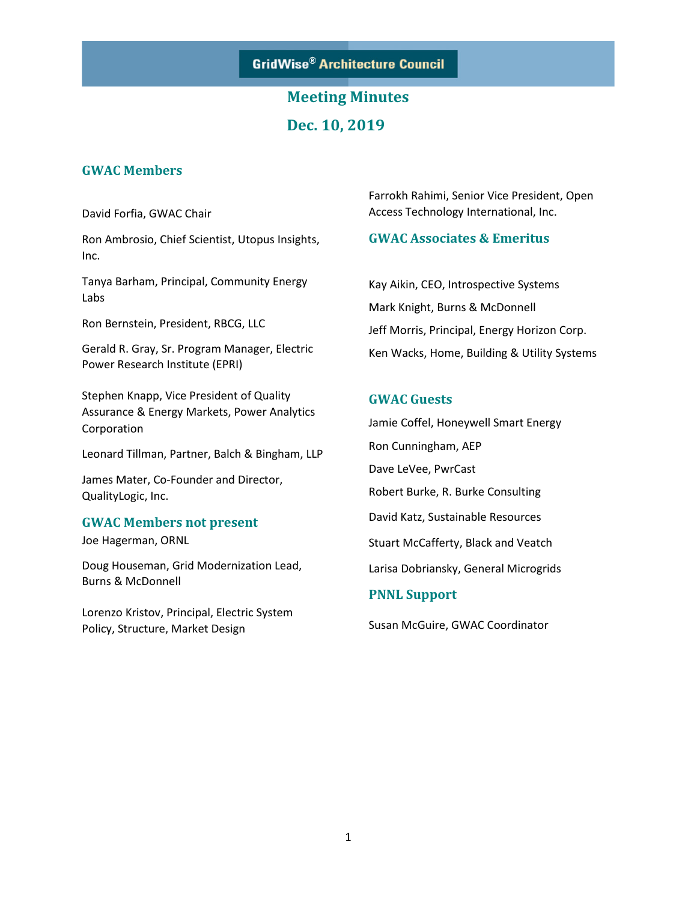GridWise® Architecture Council

# Meeting Minutes

## Dec. 10, 2019

### GWAC Members

David Forfia, GWAC Chair

Ron Ambrosio, Chief Scientist, Utopus Insights, Inc.

Tanya Barham, Principal, Community Energy Labs

Ron Bernstein, President, RBCG, LLC

Gerald R. Gray, Sr. Program Manager, Electric Power Research Institute (EPRI)

Stephen Knapp, Vice President of Quality Assurance & Energy Markets, Power Analytics Corporation

Leonard Tillman, Partner, Balch & Bingham, LLP

James Mater, Co-Founder and Director, QualityLogic, Inc.

Farrokh Rahimi, Senior Vice President, Open Access Technology International, Inc.

### GWAC Members not present

Joe Hagerman, ORNL

Doug Houseman, Grid Modernization Lead, Burns & McDonnell

Lorenzo Kristov, Principal, Electric System Policy, Structure, Market Design

### GWAC Associates & Emeritus

Kay Aikin, CEO, Introspective Systems

Mark Knight, Burns & McDonnell

Jeff Morris, Principal, Energy Horizon Corp.

Ken Wacks, Home, Building & Utility Systems

### GWAC Guests

Jamie Coffel, Honeywell Smart Energy

Ron Cunningham, AEP

Dave LeVee, PwrCast

Robert Burke, R. Burke Consulting

David Katz, Sustainable Resources

Stuart McCafferty, Black and Veatch

Larisa Dobriansky, General Microgrids

### PNNL Support

Susan McGuire, GWAC Coordinator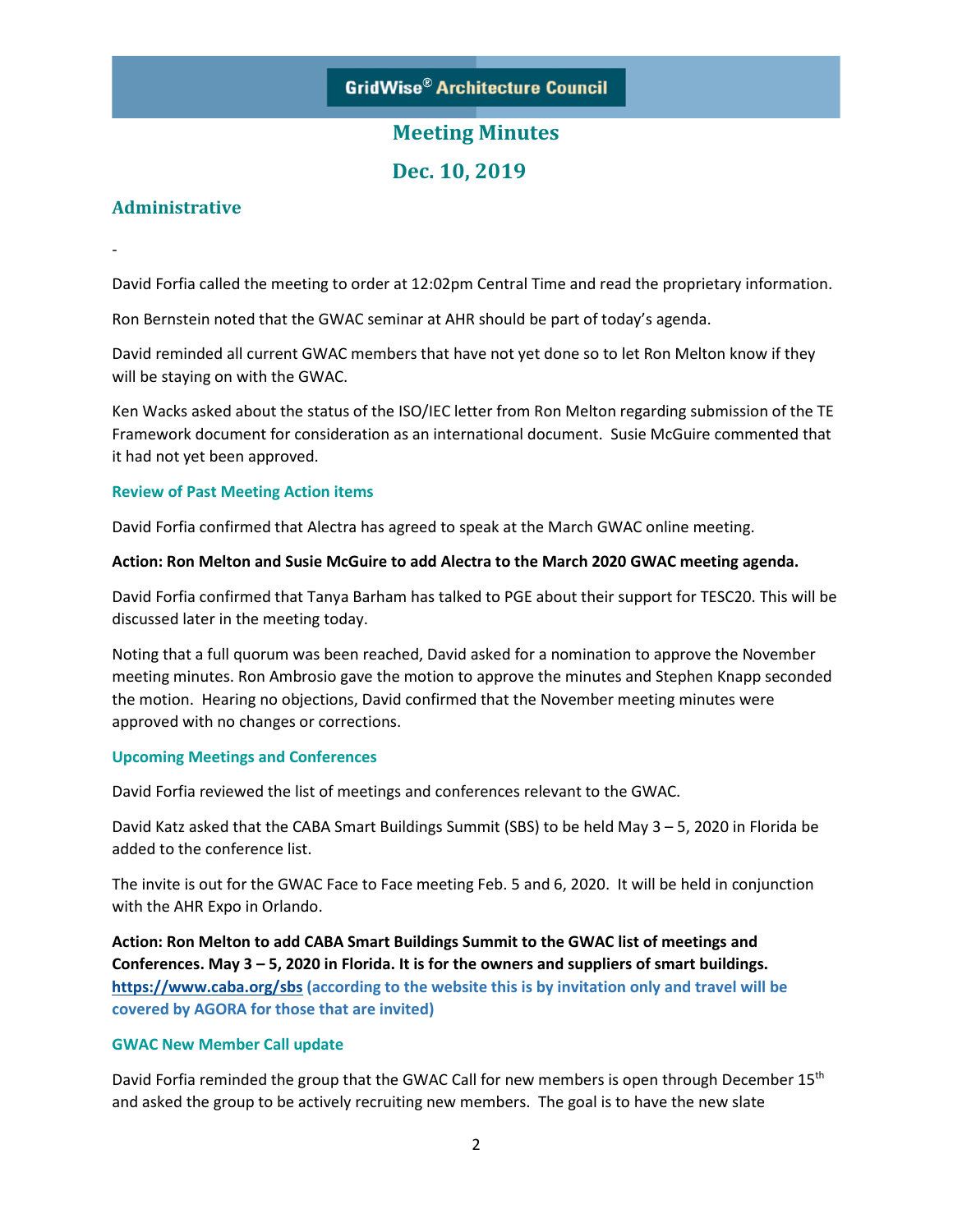GridWise® Architecture Council

# Meeting Minutes

# Dec. 10, 2019

## Administrative

-

David Forfia called the meeting to order at 12:02pm Central Time and read the proprietary information.

Ron Bernstein noted that the GWAC seminar at AHR should be part of today's agenda.

David reminded all current GWAC members that have not yet done so to let Ron Melton know if they will be staying on with the GWAC.

Ken Wacks asked about the status of the ISO/IEC letter from Ron Melton regarding submission of the TE Framework document for consideration as an international document. Susie McGuire commented that it had not yet been approved.

### Review of Past Meeting Action items

David Forfia confirmed that Alectra has agreed to speak at the March GWAC online meeting.

**Action: Ron Melton and Susie McGuire to add Alectra to the March 2020 GWAC meeting agenda.**

David Forfia confirmed that Tanya Barham has talked to PGE about their support for TESC20. This will be discussed later in the meeting today.

Noting that a full quorum was been reached, David asked for a nomination to approve the November meeting minutes. Ron Ambrosio gave the motion to approve the minutes and Stephen Knapp seconded the motion. Hearing no objections, David confirmed that the November meeting minutes were approved with no changes or corrections.

### Upcoming Meetings and Conferences

David Forfia reviewed the list of meetings and conferences relevant to the GWAC.

David Katz asked that the CABA Smart Buildings Summit (SBS) to be held May 3 – 5, 2020 in Florida be added to the conference list.

The invite is out for the GWAC Face to Face meeting Feb. 5 and 6, 2020. It will be held in conjunction with the AHR Expo in Orlando.

**Action: Ron Melton to add CABA Smart Buildings Summit to the GWAC list of meetings and Conferences. May 3 – 5, 2020 in Florida. It is for the owners and suppliers of smart buildings. https://www.caba.org/sbs (according to the website this is by invitation only and travel will be covered by AGORA for those that are invited)**

### GWAC New Member Call update

David Forfia reminded the group that the GWAC Call for new members is open through December 15th and asked the group to be actively recruiting new members. The goal is to have the new slate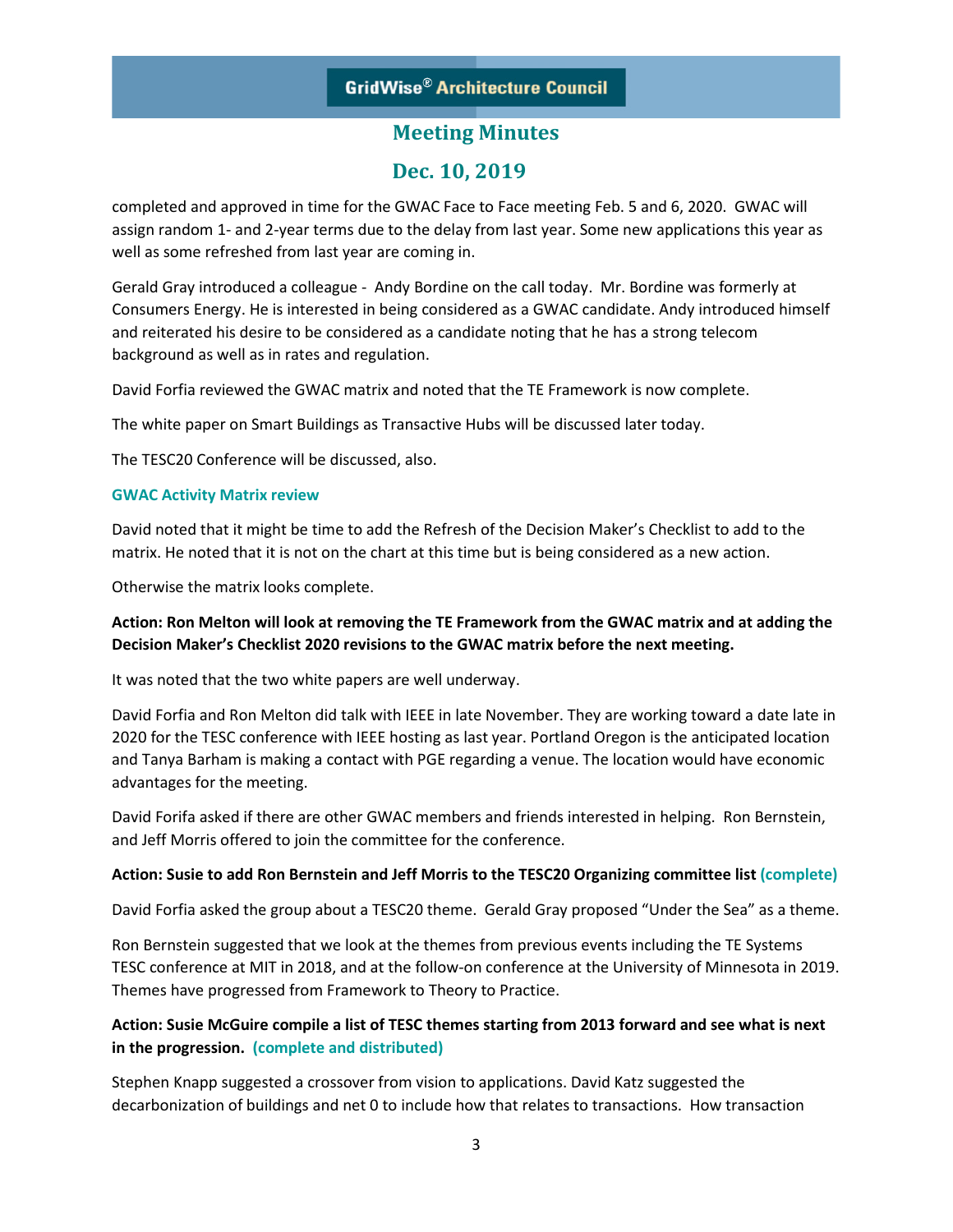completed and approved in time for the GWAC Face to Face meeting Feb. 5 and 6, 2020. GWAC will assign random 1- and 2-year terms due to the delay from last year. Some new applications this year as well as some refreshed from last year are coming in.

Gerald Gray introduced a colleague - Andy Bordine on the call today. Mr. Bordine was formerly at Consumers Energy. He is interested in being considered as a GWAC candidate. Andy introduced himself and reiterated his desire to be considered as a candidate noting that he has a strong telecom background as well as in rates and regulation.

David Forfia reviewed the GWAC matrix and noted that the TE Framework is now complete.

The white paper on Smart Buildings as Transactive Hubs will be discussed later today.

The TESC20 Conference will be discussed, also.

### GWAC Activity Matrix review

David noted that it might be time to add the Refresh of the Decision Maker's Checklist to add to the matrix. He noted that it is not on the chart at this time but is being considered as a new action.

Otherwise the matrix looks complete.

**Action: Ron Melton will look at removing the TE Framework from the GWAC matrix and at adding the Decision Maker's Checklist 2020 revisions to the GWAC matrix before the next meeting.**

It was noted that the two white papers are well underway.

David Forfia and Ron Melton did talk with IEEE in late November. They are working toward a date late in 2020 for the TESC conference with IEEE hosting as last year. Portland Oregon is the anticipated location and Tanya Barham is making a contact with PGE regarding a venue. The location would have economic advantages for the meeting.

David Forifa asked if there are other GWAC members and friends interested in helping. Ron Bernstein, and Jeff Morris offered to join the committee for the conference.

**Action: Susie to add Ron Bernstein and Jeff Morris to the TESC20 Organizing committee list (complete)**

David Forfia asked the group about a TESC20 theme. Gerald Gray proposed "Under the Sea" as a theme.

Ron Bernstein suggested that we look at the themes from previous events including the TE Systems TESC conference at MIT in 2018, and at the follow-on conference at the University of Minnesota in 2019. Themes have progressed from Framework to Theory to Practice.

**Action: Susie McGuire compile a list of TESC themes starting from 2013 forward and see what is next in the progression. (complete and distributed)**

Stephen Knapp suggested a crossover from vision to applications. David Katz suggested the decarbonization of buildings and net 0 to include how that relates to transactions. How transaction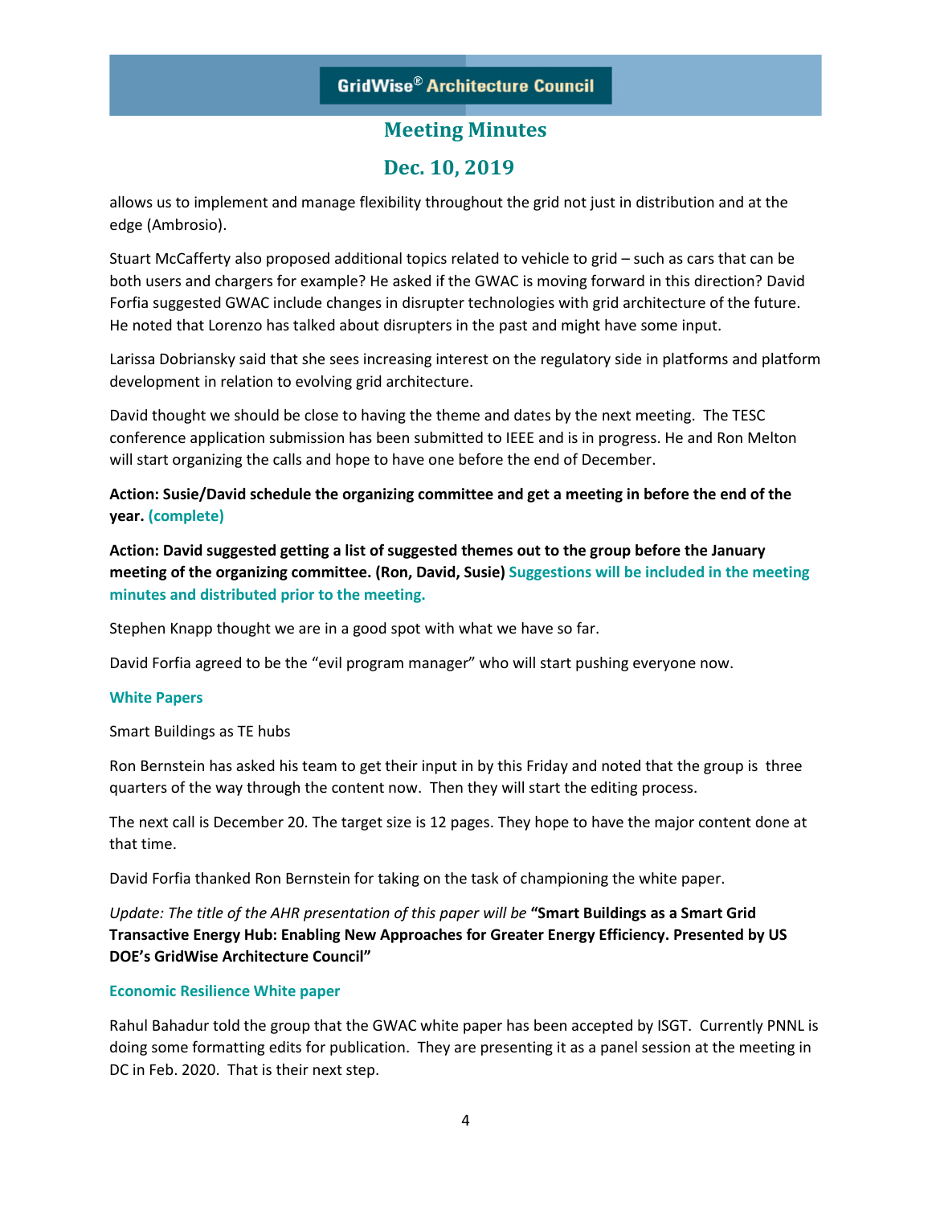allows us to implement and manage flexibility throughout the grid not just in distribution and at the edge (Ambrosio).

Stuart McCafferty also proposed additional topics related to vehicle to grid – such as cars that can be both users and chargers for example? He asked if the GWAC is moving forward in this direction? David Forfia suggested GWAC include changes in disrupter technologies with grid architecture of the future. He noted that Lorenzo has talked about disrupters in the past and might have some input.

Larissa Dobriansky said that she sees increasing interest on the regulatory side in platforms and platform development in relation to evolving grid architecture.

David thought we should be close to having the theme and dates by the next meeting. The TESC conference application submission has been submitted to IEEE and is in progress. He and Ron Melton will start organizing the calls and hope to have one before the end of December.

**Action: Susie/David schedule the organizing committee and get a meeting in before the end of the year. (complete)**

**Action: David suggested getting a list of suggested themes out to the group before the January meeting of the organizing committee. (Ron, David, Susie) Suggestions will be included in the meeting minutes and distributed prior to the meeting.**

Stephen Knapp thought we are in a good spot with what we have so far.

David Forfia agreed to be the "evil program manager" who will start pushing everyone now.

### White Papers

Smart Buildings as TE hubs

Ron Bernstein has asked his team to get their input in by this Friday and noted that the group is three quarters of the way through the content now. Then they will start the editing process.

The next call is December 20. The target size is 12 pages. They hope to have the major content done at that time.

David Forfia thanked Ron Bernstein for taking on the task of championing the white paper.

*Update: The title of the AHR presentation of this paper will be* **"Smart Buildings as a Smart Grid Transactive Energy Hub: Enabling New Approaches for Greater Energy Efficiency. Presented by US DOE's GridWise Architecture Council"**

### Economic Resilience White paper

Rahul Bahadur told the group that the GWAC white paper has been accepted by ISGT. Currently PNNL is doing some formatting edits for publication. They are presenting it as a panel session at the meeting in DC in Feb. 2020. That is their next step.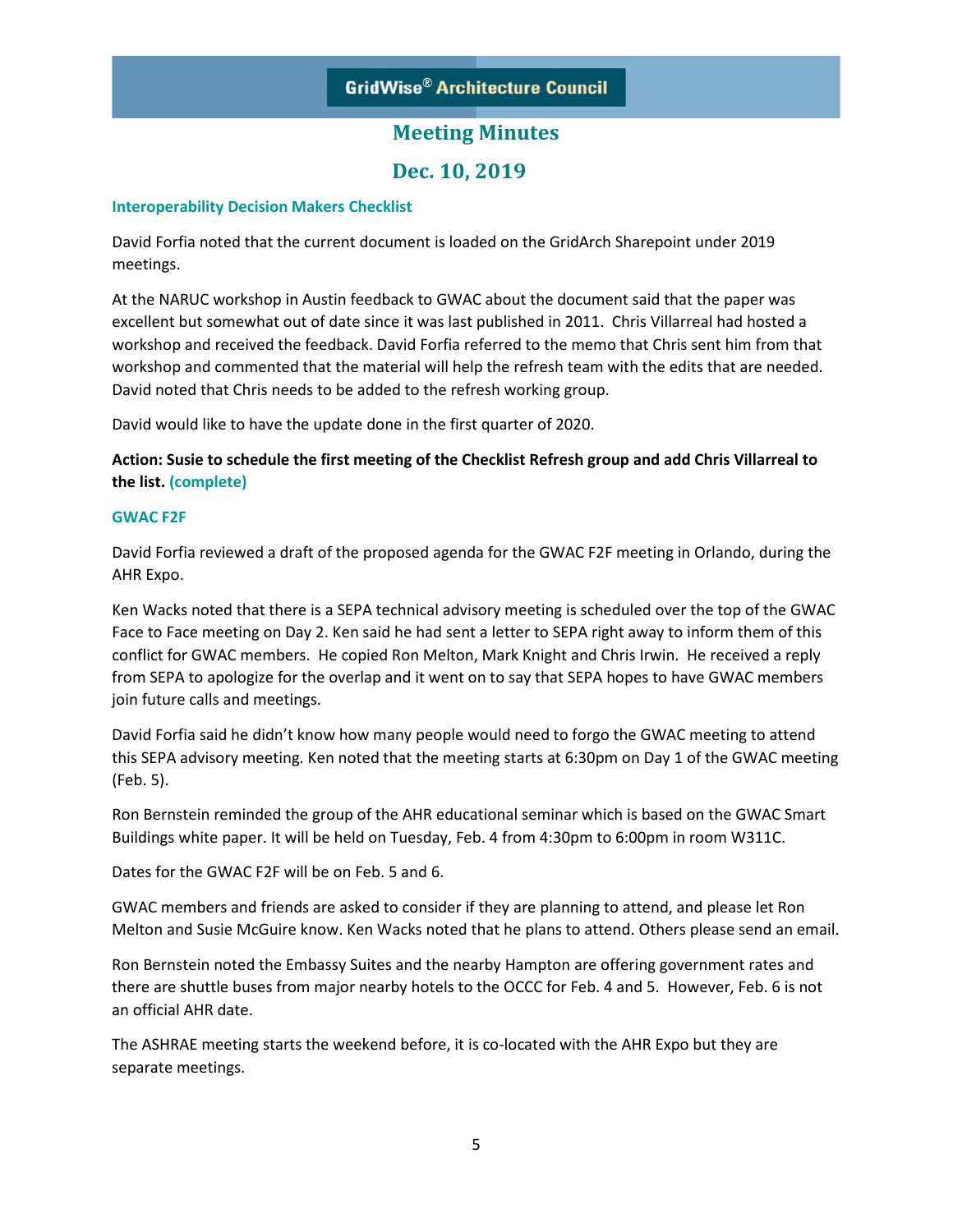# Meeting Minutes

## Dec. 10, 2019

### Interoperability Decision Makers Checklist

David Forfia noted that the current document is loaded on the GridArch Sharepoint under 2019 meetings.

At the NARUC workshop in Austin feedback to GWAC about the document said that the paper was excellent but somewhat out of date since it was last published in 2011. Chris Villarreal had hosted a workshop and received the feedback. David Forfia referred to the memo that Chris sent him from that workshop and commented that the material will help the refresh team with the edits that are needed. David noted that Chris needs to be added to the refresh working group.

David would like to have the update done in the first quarter of 2020.

**Action: Susie to schedule the first meeting of the Checklist Refresh group and add Chris Villarreal to the list. (complete)**

### GWAC F2F

David Forfia reviewed a draft of the proposed agenda for the GWAC F2F meeting in Orlando, during the AHR Expo.

Ken Wacks noted that there is a SEPA technical advisory meeting is scheduled over the top of the GWAC Face to Face meeting on Day 2. Ken said he had sent a letter to SEPA right away to inform them of this conflict for GWAC members. He copied Ron Melton, Mark Knight and Chris Irwin. He received a reply from SEPA to apologize for the overlap and it went on to say that SEPA hopes to have GWAC members join future calls and meetings.

David Forfia said he didn't know how many people would need to forgo the GWAC meeting to attend this SEPA advisory meeting. Ken noted that the meeting starts at 6:30pm on Day 1 of the GWAC meeting (Feb. 5).

Ron Bernstein reminded the group of the AHR educational seminar which is based on the GWAC Smart Buildings white paper. It will be held on Tuesday, Feb. 4 from 4:30pm to 6:00pm in room W311C.

Dates for the GWAC F2F will be on Feb. 5 and 6.

GWAC members and friends are asked to consider if they are planning to attend, and please let Ron Melton and Susie McGuire know. Ken Wacks noted that he plans to attend. Others please send an email.

Ron Bernstein noted the Embassy Suites and the nearby Hampton are offering government rates and there are shuttle buses from major nearby hotels to the OCCC for Feb. 4 and 5. However, Feb. 6 is not an official AHR date.

The ASHRAE meeting starts the weekend before, it is co-located with the AHR Expo but they are separate meetings.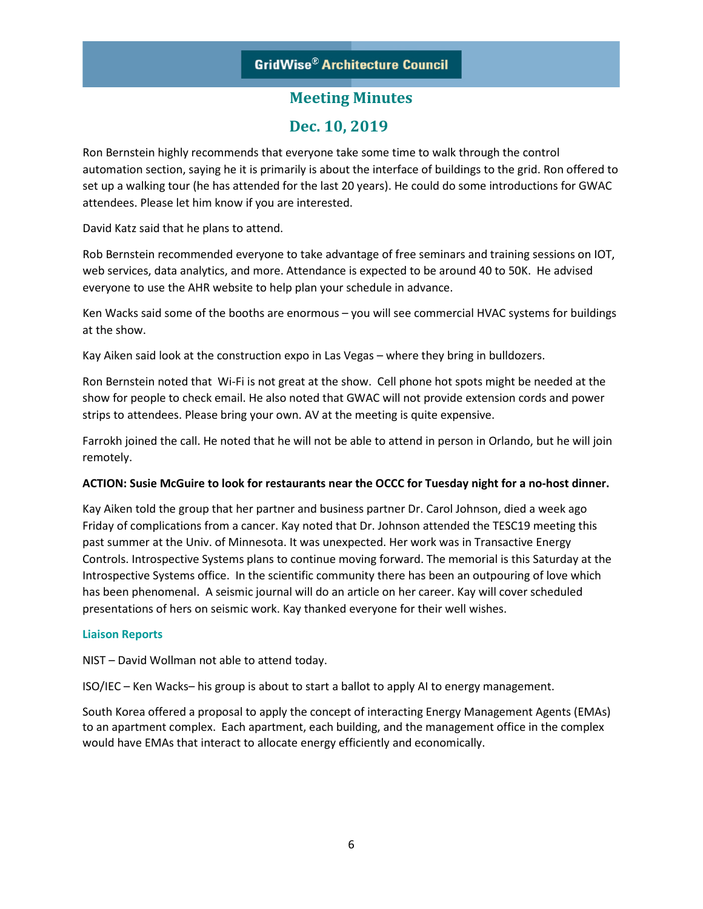Ron Bernstein highly recommends that everyone take some time to walk through the control automation section, saying he it is primarily is about the interface of buildings to the grid. Ron offered to set up a walking tour (he has attended for the last 20 years). He could do some introductions for GWAC attendees. Please let him know if you are interested.

David Katz said that he plans to attend.

Rob Bernstein recommended everyone to take advantage of free seminars and training sessions on IOT, web services, data analytics, and more. Attendance is expected to be around 40 to 50K. He advised everyone to use the AHR website to help plan your schedule in advance.

Ken Wacks said some of the booths are enormous – you will see commercial HVAC systems for buildings at the show.

Kay Aiken said look at the construction expo in Las Vegas – where they bring in bulldozers.

Ron Bernstein noted that Wi-Fi is not great at the show. Cell phone hot spots might be needed at the show for people to check email. He also noted that GWAC will not provide extension cords and power strips to attendees. Please bring your own. AV at the meeting is quite expensive.

Farrokh joined the call. He noted that he will not be able to attend in person in Orlando, but he will join remotely.

**ACTION: Susie McGuire to look for restaurants near the OCCC for Tuesday night for a no-host dinner.**

Kay Aiken told the group that her partner and business partner Dr. Carol Johnson, died a week ago Friday of complications from a cancer. Kay noted that Dr. Johnson attended the TESC19 meeting this past summer at the Univ. of Minnesota. It was unexpected. Her work was in Transactive Energy Controls. Introspective Systems plans to continue moving forward. The memorial is this Saturday at the Introspective Systems office. In the scientific community there has been an outpouring of love which has been phenomenal. A seismic journal will do an article on her career. Kay will cover scheduled presentations of hers on seismic work. Kay thanked everyone for their well wishes.

### Liaison Reports

NIST – David Wollman not able to attend today.

ISO/IEC – Ken Wacks– his group is about to start a ballot to apply AI to energy management.

South Korea offered a proposal to apply the concept of interacting Energy Management Agents (EMAs) to an apartment complex. Each apartment, each building, and the management office in the complex would have EMAs that interact to allocate energy efficiently and economically.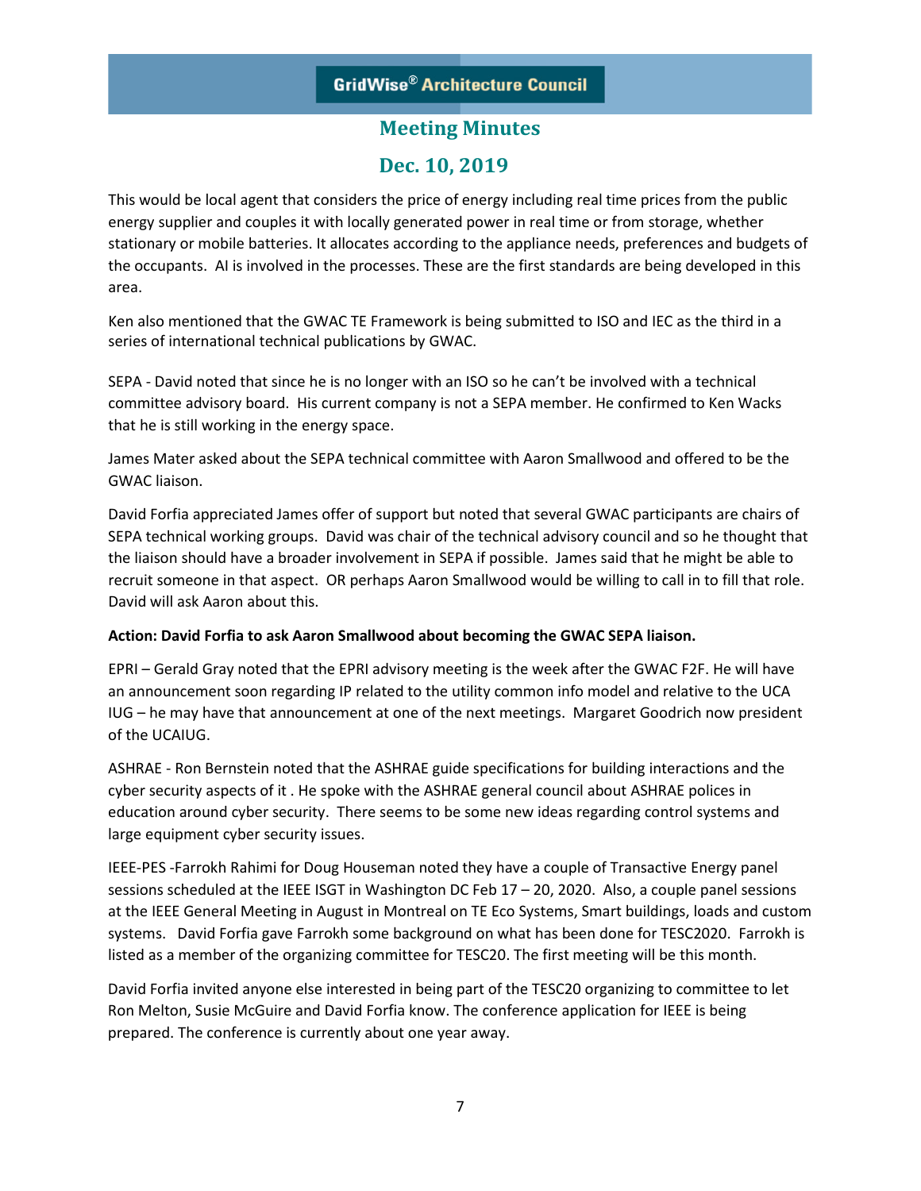This would be local agent that considers the price of energy including real time prices from the public energy supplier and couples it with locally generated power in real time or from storage, whether stationary or mobile batteries. It allocates according to the appliance needs, preferences and budgets of the occupants. AI is involved in the processes. These are the first standards are being developed in this area.

Ken also mentioned that the GWAC TE Framework is being submitted to ISO and IEC as the third in a series of international technical publications by GWAC.

SEPA - David noted that since he is no longer with an ISO so he can't be involved with a technical committee advisory board. His current company is not a SEPA member. He confirmed to Ken Wacks that he is still working in the energy space.

James Mater asked about the SEPA technical committee with Aaron Smallwood and offered to be the GWAC liaison.

David Forfia appreciated James offer of support but noted that several GWAC participants are chairs of SEPA technical working groups. David was chair of the technical advisory council and so he thought that the liaison should have a broader involvement in SEPA if possible. James said that he might be able to recruit someone in that aspect. OR perhaps Aaron Smallwood would be willing to call in to fill that role. David will ask Aaron about this.

**Action: David Forfia to ask Aaron Smallwood about becoming the GWAC SEPA liaison.**

EPRI – Gerald Gray noted that the EPRI advisory meeting is the week after the GWAC F2F. He will have an announcement soon regarding IP related to the utility common info model and relative to the UCA IUG – he may have that announcement at one of the next meetings. Margaret Goodrich now president of the UCAIUG.

ASHRAE - Ron Bernstein noted that the ASHRAE guide specifications for building interactions and the cyber security aspects of it . He spoke with the ASHRAE general council about ASHRAE polices in education around cyber security. There seems to be some new ideas regarding control systems and large equipment cyber security issues.

IEEE-PES -Farrokh Rahimi for Doug Houseman noted they have a couple of Transactive Energy panel sessions scheduled at the IEEE ISGT in Washington DC Feb 17 – 20, 2020. Also, a couple panel sessions at the IEEE General Meeting in August in Montreal on TE Eco Systems, Smart buildings, loads and custom systems. David Forfia gave Farrokh some background on what has been done for TESC2020. Farrokh is listed as a member of the organizing committee for TESC20. The first meeting will be this month.

David Forfia invited anyone else interested in being part of the TESC20 organizing to committee to let Ron Melton, Susie McGuire and David Forfia know. The conference application for IEEE is being prepared. The conference is currently about one year away.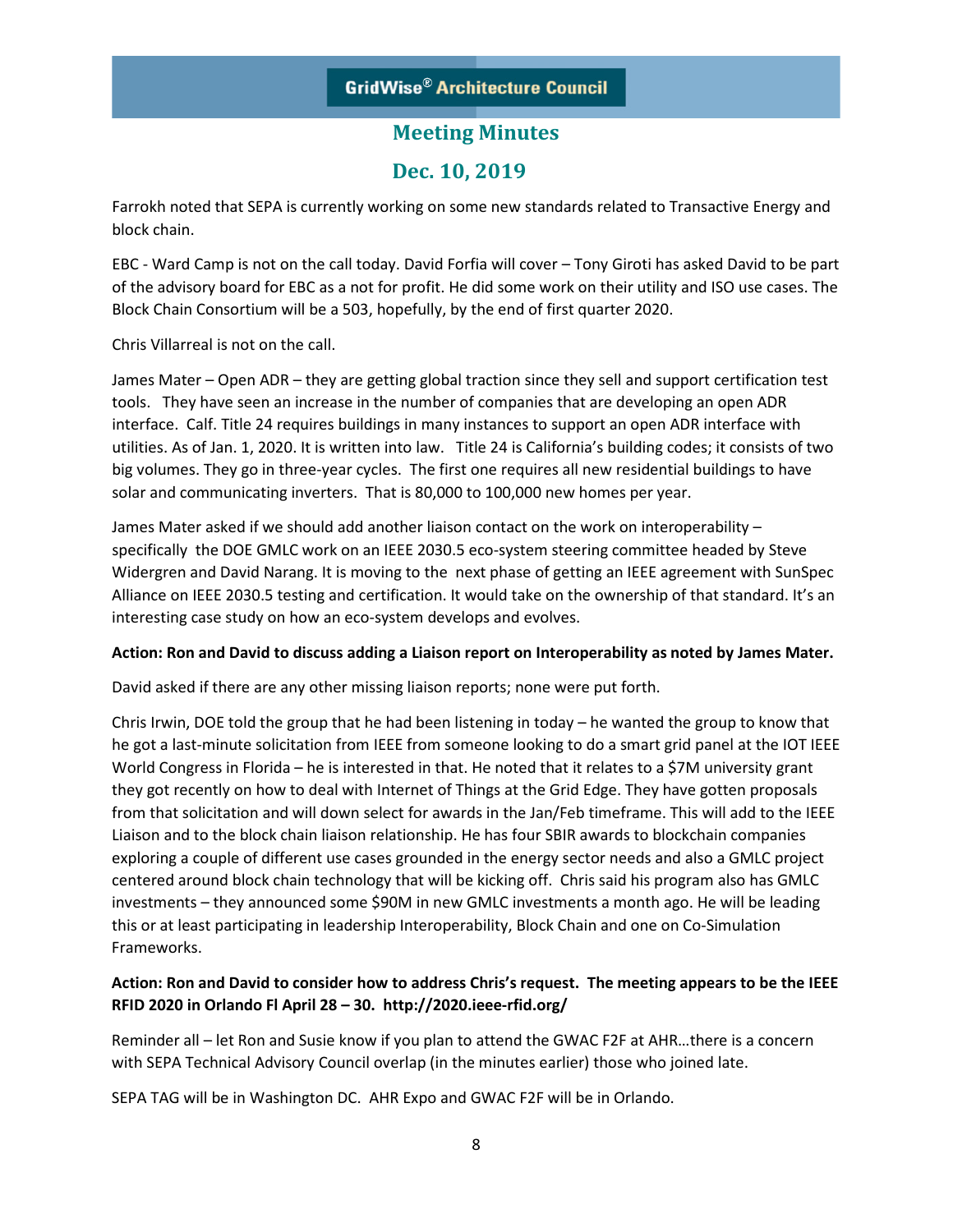Farrokh noted that SEPA is currently working on some new standards related to Transactive Energy and block chain.

EBC - Ward Camp is not on the call today. David Forfia will cover – Tony Giroti has asked David to be part of the advisory board for EBC as a not for profit. He did some work on their utility and ISO use cases. The Block Chain Consortium will be a 503, hopefully, by the end of first quarter 2020.

Chris Villarreal is not on the call.

James Mater – Open ADR – they are getting global traction since they sell and support certification test tools. They have seen an increase in the number of companies that are developing an open ADR interface. Calf. Title 24 requires buildings in many instances to support an open ADR interface with utilities. As of Jan. 1, 2020. It is written into law. Title 24 is California's building codes; it consists of two big volumes. They go in three-year cycles. The first one requires all new residential buildings to have solar and communicating inverters. That is 80,000 to 100,000 new homes per year.

James Mater asked if we should add another liaison contact on the work on interoperability – specifically the DOE GMLC work on an IEEE 2030.5 eco-system steering committee headed by Steve Widergren and David Narang. It is moving to the next phase of getting an IEEE agreement with SunSpec Alliance on IEEE 2030.5 testing and certification. It would take on the ownership of that standard. It's an interesting case study on how an eco-system develops and evolves.

**Action: Ron and David to discuss adding a Liaison report on Interoperability as noted by James Mater.**

David asked if there are any other missing liaison reports; none were put forth.

Chris Irwin, DOE told the group that he had been listening in today – he wanted the group to know that he got a last-minute solicitation from IEEE from someone looking to do a smart grid panel at the IOT IEEE World Congress in Florida – he is interested in that. He noted that it relates to a $7M university grant they got recently on how to deal with Internet of Things at the Grid Edge. They have gotten proposals from that solicitation and will down select for awards in the Jan/Feb timeframe. This will add to the IEEE Liaison and to the block chain liaison relationship. He has four SBIR awards to blockchain companies exploring a couple of different use cases grounded in the energy sector needs and also a GMLC project centered around block chain technology that will be kicking off. Chris said his program also has GMLC investments – they announced some $90M in new GMLC investments a month ago. He will be leading this or at least participating in leadership Interoperability, Block Chain and one on Co-Simulation Frameworks.

**Action: Ron and David to consider how to address Chris's request. The meeting appears to be the IEEE RFID 2020 in Orlando Fl April 28 – 30. http://2020.ieee-rfid.org/**

Reminder all – let Ron and Susie know if you plan to attend the GWAC F2F at AHR…there is a concern with SEPA Technical Advisory Council overlap (in the minutes earlier) those who joined late.

SEPA TAG will be in Washington DC. AHR Expo and GWAC F2F will be in Orlando.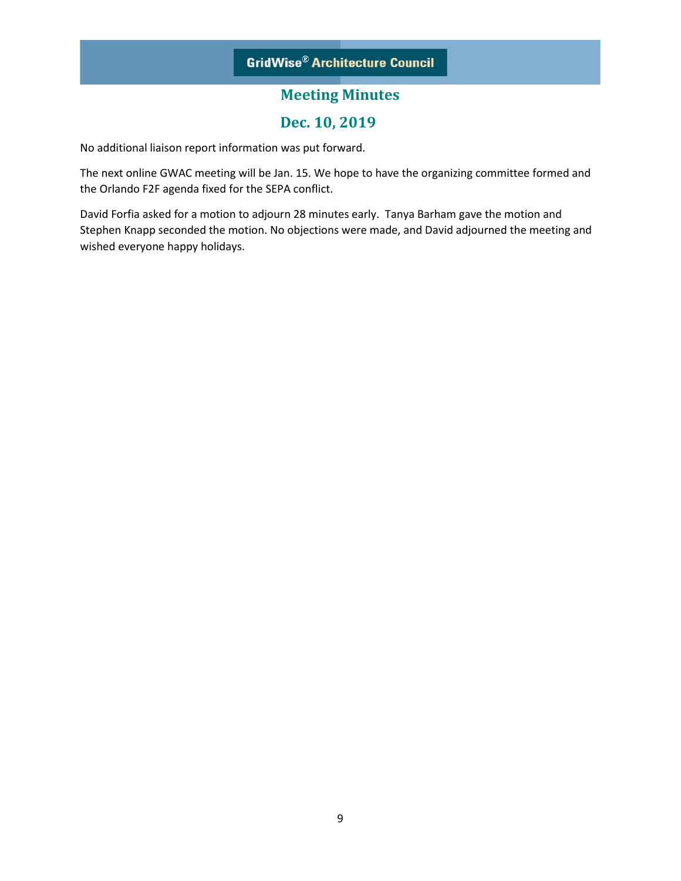No additional liaison report information was put forward.

The next online GWAC meeting will be Jan. 15. We hope to have the organizing committee formed and the Orlando F2F agenda fixed for the SEPA conflict.

David Forfia asked for a motion to adjourn 28 minutes early. Tanya Barham gave the motion and Stephen Knapp seconded the motion. No objections were made, and David adjourned the meeting and wished everyone happy holidays.